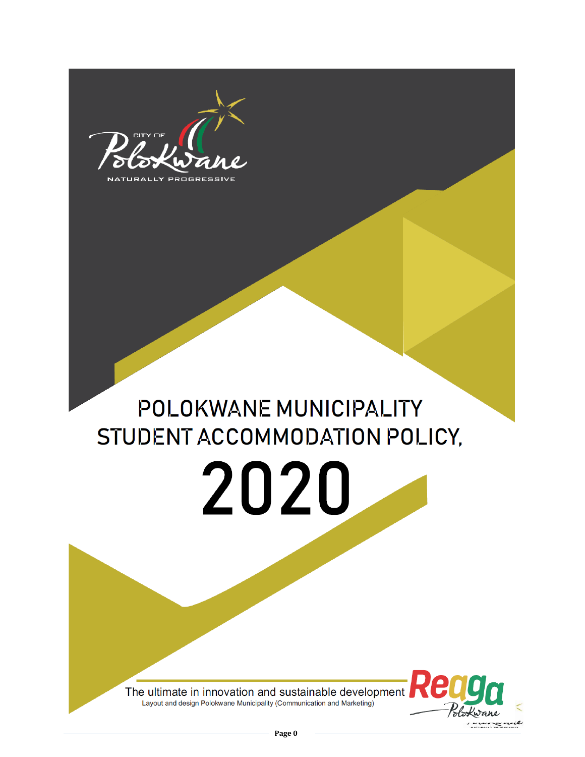# POLOKWANE MUNICIPALITY STUDENT ACCOMMODATION POLICY, 2020

The ultimate in innovation and sustainable development

Layout and design Polokwane Municipality (Communication and Marketing)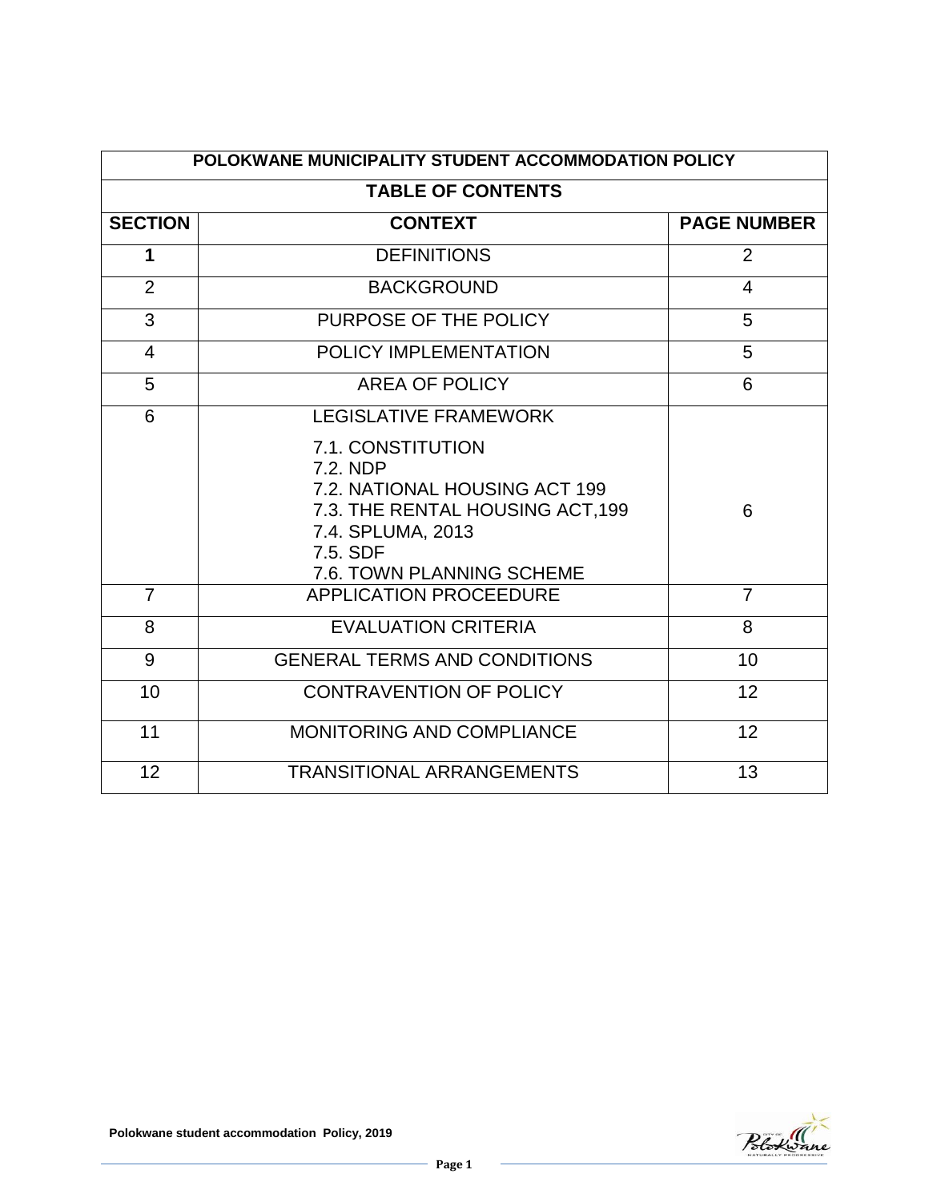| POLOKWANE MUNICIPALITY STUDENT ACCOMMODATION POLICY | | |
|---|---|---|
| **TABLE OF CONTENTS** | | |
| **SECTION** | **CONTEXT** | **PAGE NUMBER** |
| **1** | DEFINITIONS | 2 |
| 2 | BACKGROUND | 4 |
| 3 | PURPOSE OF THE POLICY | 5 |
| 4 | POLICY IMPLEMENTATION | 5 |
| 5 | AREA OF POLICY | 6 |
| 6 | LEGISLATIVE FRAMEWORK<br>7.1. CONSTITUTION<br>7.2. NDP<br>7.2. NATIONAL HOUSING ACT 199<br>7.3. THE RENTAL HOUSING ACT,199<br>7.4. SPLUMA, 2013<br>7.5. SDF<br>7.6. TOWN PLANNING SCHEME | 6 |
| 7 | APPLICATION PROCEEDURE | 7 |
| 8 | EVALUATION CRITERIA | 8 |
| 9 | GENERAL TERMS AND CONDITIONS | 10 |
| 10 | CONTRAVENTION OF POLICY | 12 |
| 11 | MONITORING AND COMPLIANCE | 12 |
| 12 | TRANSITIONAL ARRANGEMENTS | 13 |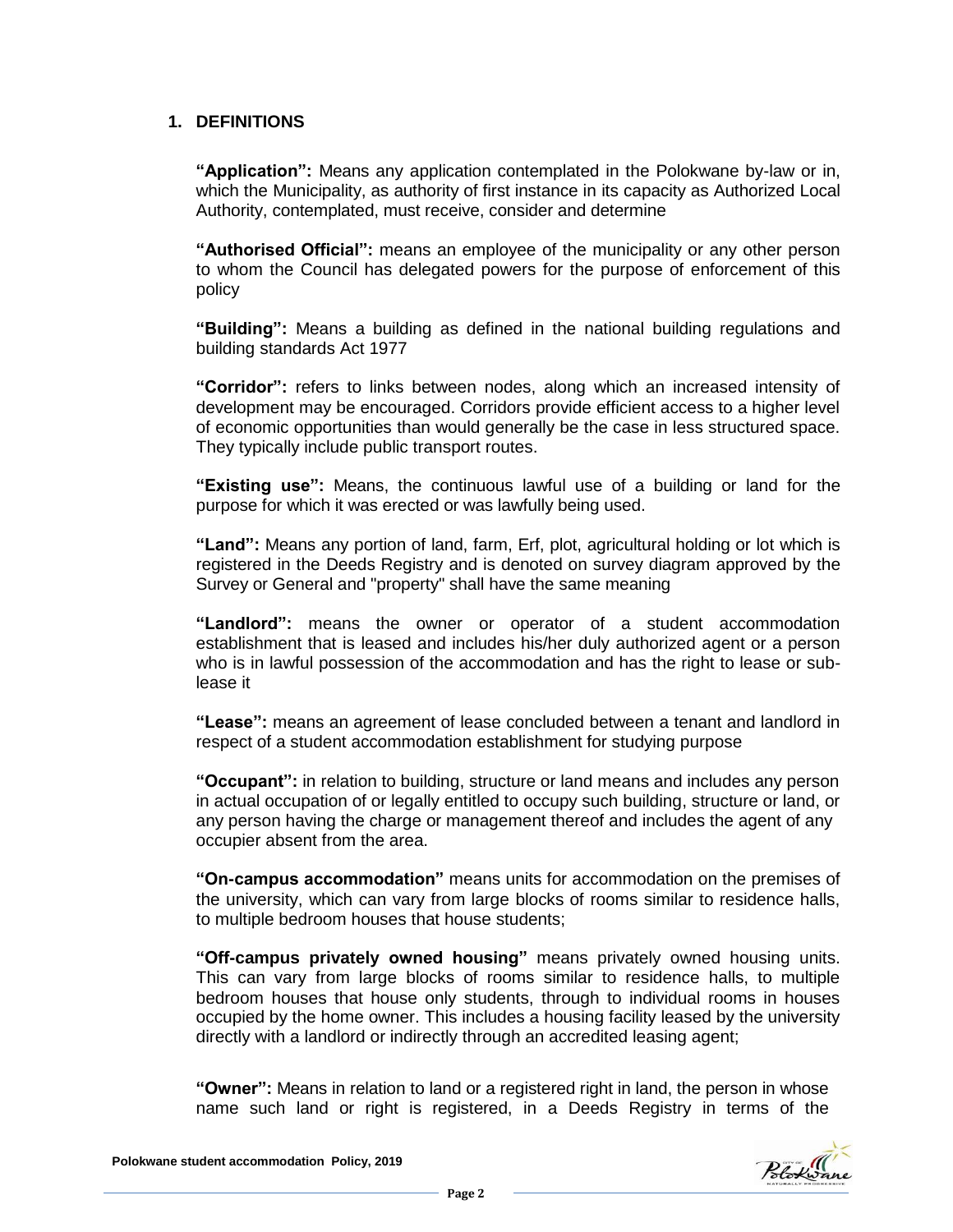## 1. DEFINITIONS

**"Application":** Means any application contemplated in the Polokwane by-law or in, which the Municipality, as authority of first instance in its capacity as Authorized Local Authority, contemplated, must receive, consider and determine

**"Authorised Official":** means an employee of the municipality or any other person to whom the Council has delegated powers for the purpose of enforcement of this policy

**"Building":** Means a building as defined in the national building regulations and building standards Act 1977

**"Corridor":** refers to links between nodes, along which an increased intensity of development may be encouraged. Corridors provide efficient access to a higher level of economic opportunities than would generally be the case in less structured space. They typically include public transport routes.

**"Existing use":** Means, the continuous lawful use of a building or land for the purpose for which it was erected or was lawfully being used.

**"Land":** Means any portion of land, farm, Erf, plot, agricultural holding or lot which is registered in the Deeds Registry and is denoted on survey diagram approved by the Survey or General and "property" shall have the same meaning

**"Landlord":** means the owner or operator of a student accommodation establishment that is leased and includes his/her duly authorized agent or a person who is in lawful possession of the accommodation and has the right to lease or sub-lease it

**"Lease":** means an agreement of lease concluded between a tenant and landlord in respect of a student accommodation establishment for studying purpose

**"Occupant":** in relation to building, structure or land means and includes any person in actual occupation of or legally entitled to occupy such building, structure or land, or any person having the charge or management thereof and includes the agent of any occupier absent from the area.

**"On-campus accommodation"** means units for accommodation on the premises of the university, which can vary from large blocks of rooms similar to residence halls, to multiple bedroom houses that house students;

**"Off-campus privately owned housing"** means privately owned housing units. This can vary from large blocks of rooms similar to residence halls, to multiple bedroom houses that house only students, through to individual rooms in houses occupied by the home owner. This includes a housing facility leased by the university directly with a landlord or indirectly through an accredited leasing agent;

**"Owner":** Means in relation to land or a registered right in land, the person in whose name such land or right is registered, in a Deeds Registry in terms of the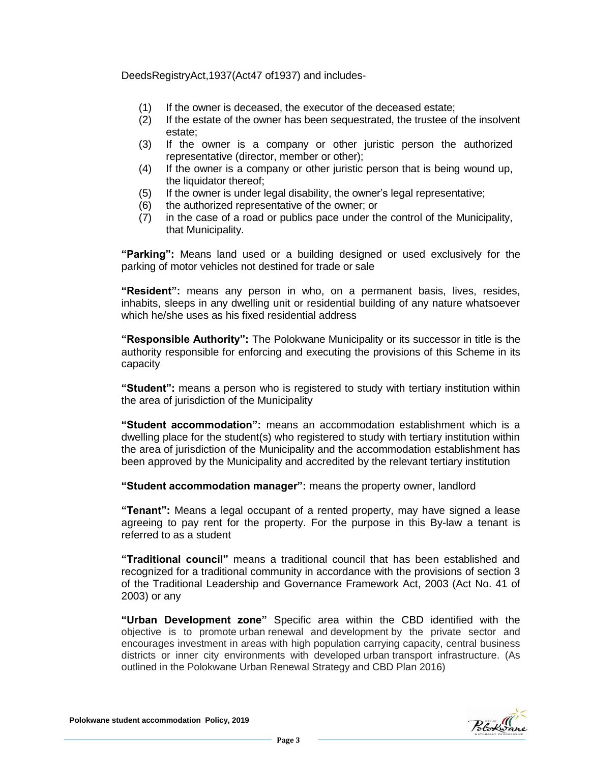DeedsRegistryAct,1937(Act47 of1937) and includes-

(1) If the owner is deceased, the executor of the deceased estate;
(2) If the estate of the owner has been sequestrated, the trustee of the insolvent estate;
(3) If the owner is a company or other juristic person the authorized representative (director, member or other);
(4) If the owner is a company or other juristic person that is being wound up, the liquidator thereof;
(5) If the owner is under legal disability, the owner's legal representative;
(6) the authorized representative of the owner; or
(7) in the case of a road or publics pace under the control of the Municipality, that Municipality.

**"Parking":** Means land used or a building designed or used exclusively for the parking of motor vehicles not destined for trade or sale

**"Resident":** means any person in who, on a permanent basis, lives, resides, inhabits, sleeps in any dwelling unit or residential building of any nature whatsoever which he/she uses as his fixed residential address

**"Responsible Authority":** The Polokwane Municipality or its successor in title is the authority responsible for enforcing and executing the provisions of this Scheme in its capacity

**"Student":** means a person who is registered to study with tertiary institution within the area of jurisdiction of the Municipality

**"Student accommodation":** means an accommodation establishment which is a dwelling place for the student(s) who registered to study with tertiary institution within the area of jurisdiction of the Municipality and the accommodation establishment has been approved by the Municipality and accredited by the relevant tertiary institution

**"Student accommodation manager":** means the property owner, landlord

**"Tenant":** Means a legal occupant of a rented property, may have signed a lease agreeing to pay rent for the property. For the purpose in this By-law a tenant is referred to as a student

**"Traditional council"** means a traditional council that has been established and recognized for a traditional community in accordance with the provisions of section 3 of the Traditional Leadership and Governance Framework Act, 2003 (Act No. 41 of 2003) or any

**"Urban Development zone"** Specific area within the CBD identified with the objective is to promote urban renewal and development by the private sector and encourages investment in areas with high population carrying capacity, central business districts or inner city environments with developed urban transport infrastructure. (As outlined in the Polokwane Urban Renewal Strategy and CBD Plan 2016)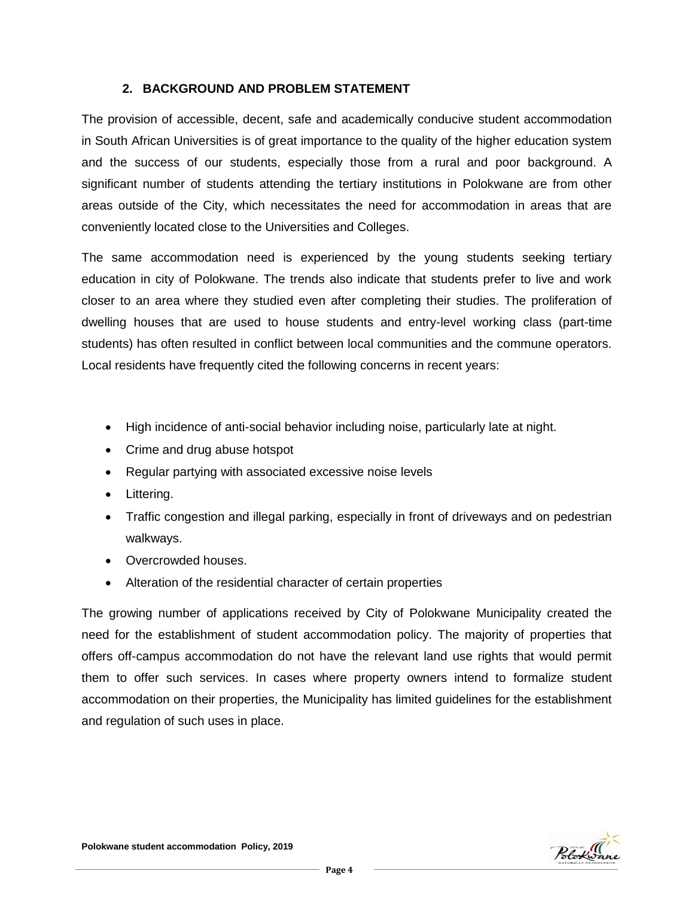## 2. BACKGROUND AND PROBLEM STATEMENT

The provision of accessible, decent, safe and academically conducive student accommodation in South African Universities is of great importance to the quality of the higher education system and the success of our students, especially those from a rural and poor background. A significant number of students attending the tertiary institutions in Polokwane are from other areas outside of the City, which necessitates the need for accommodation in areas that are conveniently located close to the Universities and Colleges.

The same accommodation need is experienced by the young students seeking tertiary education in city of Polokwane. The trends also indicate that students prefer to live and work closer to an area where they studied even after completing their studies. The proliferation of dwelling houses that are used to house students and entry-level working class (part-time students) has often resulted in conflict between local communities and the commune operators. Local residents have frequently cited the following concerns in recent years:

- High incidence of anti-social behavior including noise, particularly late at night.
- Crime and drug abuse hotspot
- Regular partying with associated excessive noise levels
- Littering.
- Traffic congestion and illegal parking, especially in front of driveways and on pedestrian walkways.
- Overcrowded houses.
- Alteration of the residential character of certain properties

The growing number of applications received by City of Polokwane Municipality created the need for the establishment of student accommodation policy. The majority of properties that offers off-campus accommodation do not have the relevant land use rights that would permit them to offer such services. In cases where property owners intend to formalize student accommodation on their properties, the Municipality has limited guidelines for the establishment and regulation of such uses in place.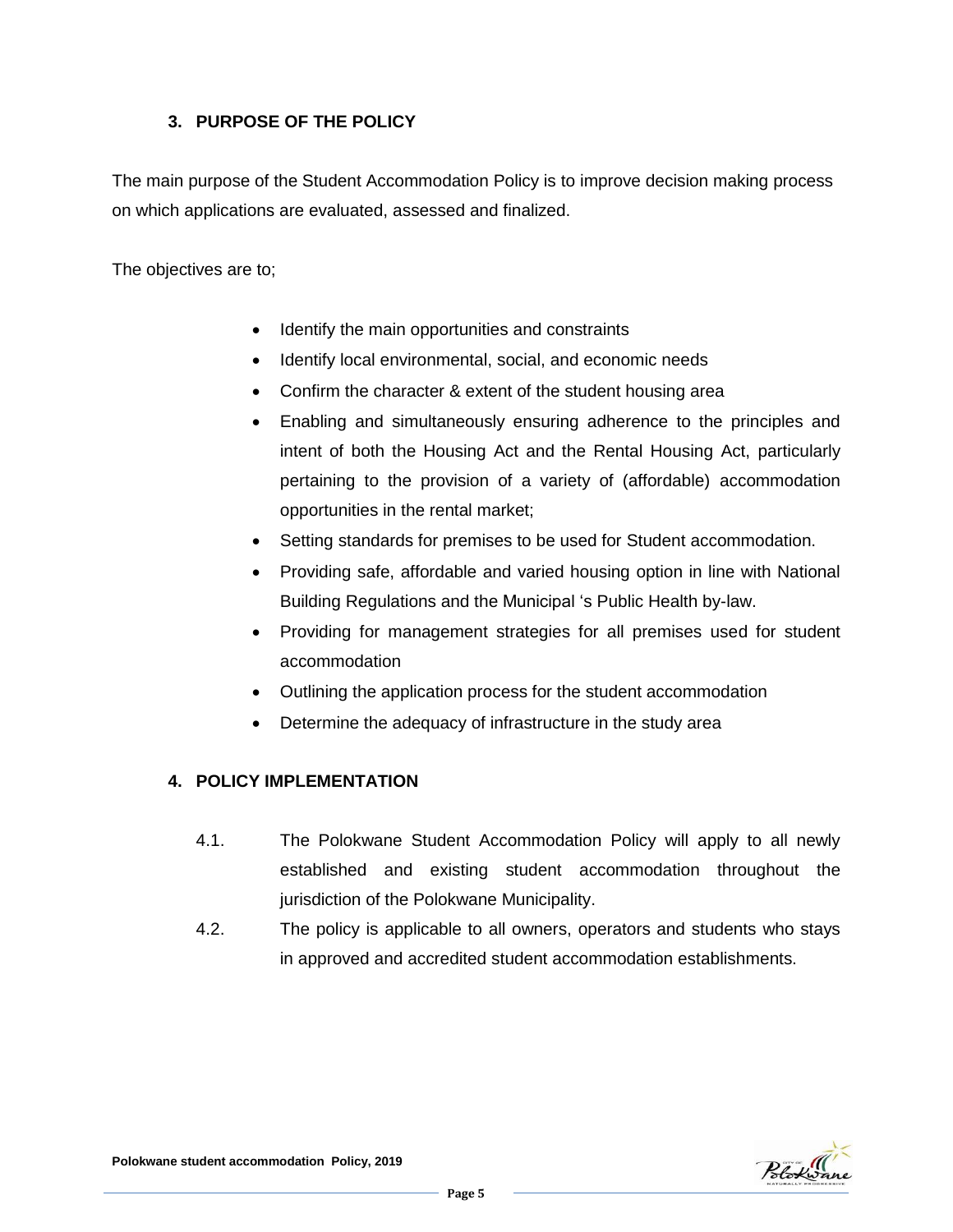## 3. PURPOSE OF THE POLICY

The main purpose of the Student Accommodation Policy is to improve decision making process on which applications are evaluated, assessed and finalized.

The objectives are to;

- Identify the main opportunities and constraints
- Identify local environmental, social, and economic needs
- Confirm the character & extent of the student housing area
- Enabling and simultaneously ensuring adherence to the principles and intent of both the Housing Act and the Rental Housing Act, particularly pertaining to the provision of a variety of (affordable) accommodation opportunities in the rental market;
- Setting standards for premises to be used for Student accommodation.
- Providing safe, affordable and varied housing option in line with National Building Regulations and the Municipal 's Public Health by-law.
- Providing for management strategies for all premises used for student accommodation
- Outlining the application process for the student accommodation
- Determine the adequacy of infrastructure in the study area

## 4. POLICY IMPLEMENTATION

4.1. The Polokwane Student Accommodation Policy will apply to all newly established and existing student accommodation throughout the jurisdiction of the Polokwane Municipality.

4.2. The policy is applicable to all owners, operators and students who stays in approved and accredited student accommodation establishments.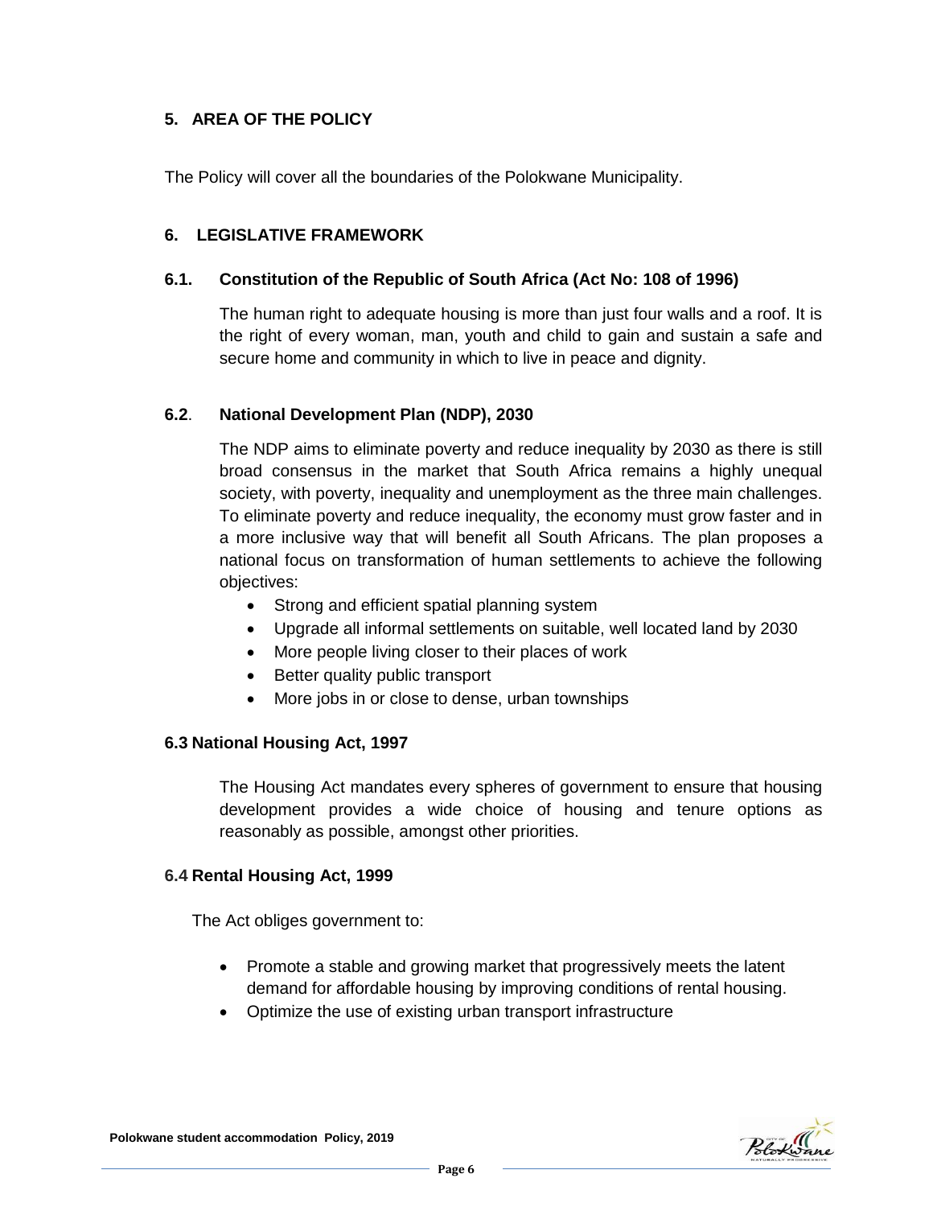## 5. AREA OF THE POLICY

The Policy will cover all the boundaries of the Polokwane Municipality.

## 6. LEGISLATIVE FRAMEWORK

### 6.1. Constitution of the Republic of South Africa (Act No: 108 of 1996)

The human right to adequate housing is more than just four walls and a roof. It is the right of every woman, man, youth and child to gain and sustain a safe and secure home and community in which to live in peace and dignity.

### 6.2. National Development Plan (NDP), 2030

The NDP aims to eliminate poverty and reduce inequality by 2030 as there is still broad consensus in the market that South Africa remains a highly unequal society, with poverty, inequality and unemployment as the three main challenges. To eliminate poverty and reduce inequality, the economy must grow faster and in a more inclusive way that will benefit all South Africans. The plan proposes a national focus on transformation of human settlements to achieve the following objectives:

- Strong and efficient spatial planning system
- Upgrade all informal settlements on suitable, well located land by 2030
- More people living closer to their places of work
- Better quality public transport
- More jobs in or close to dense, urban townships

### 6.3 National Housing Act, 1997

The Housing Act mandates every spheres of government to ensure that housing development provides a wide choice of housing and tenure options as reasonably as possible, amongst other priorities.

### 6.4 Rental Housing Act, 1999

The Act obliges government to:

- Promote a stable and growing market that progressively meets the latent demand for affordable housing by improving conditions of rental housing.
- Optimize the use of existing urban transport infrastructure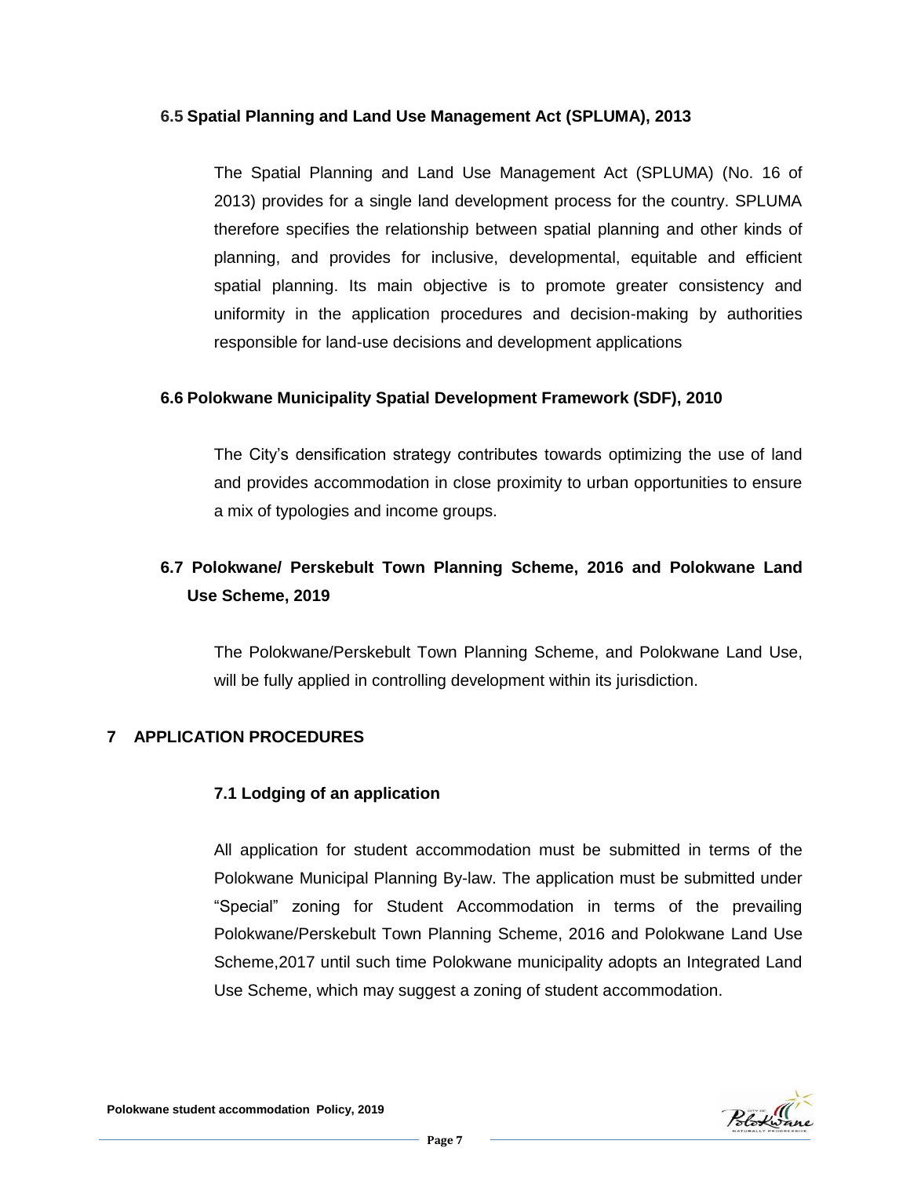### 6.5 Spatial Planning and Land Use Management Act (SPLUMA), 2013

The Spatial Planning and Land Use Management Act (SPLUMA) (No. 16 of 2013) provides for a single land development process for the country. SPLUMA therefore specifies the relationship between spatial planning and other kinds of planning, and provides for inclusive, developmental, equitable and efficient spatial planning. Its main objective is to promote greater consistency and uniformity in the application procedures and decision-making by authorities responsible for land-use decisions and development applications

### 6.6 Polokwane Municipality Spatial Development Framework (SDF), 2010

The City's densification strategy contributes towards optimizing the use of land and provides accommodation in close proximity to urban opportunities to ensure a mix of typologies and income groups.

### 6.7 Polokwane/ Perskebult Town Planning Scheme, 2016 and Polokwane Land Use Scheme, 2019

The Polokwane/Perskebult Town Planning Scheme, and Polokwane Land Use, will be fully applied in controlling development within its jurisdiction.

## 7 APPLICATION PROCEDURES

### 7.1 Lodging of an application

All application for student accommodation must be submitted in terms of the Polokwane Municipal Planning By-law. The application must be submitted under "Special" zoning for Student Accommodation in terms of the prevailing Polokwane/Perskebult Town Planning Scheme, 2016 and Polokwane Land Use Scheme,2017 until such time Polokwane municipality adopts an Integrated Land Use Scheme, which may suggest a zoning of student accommodation.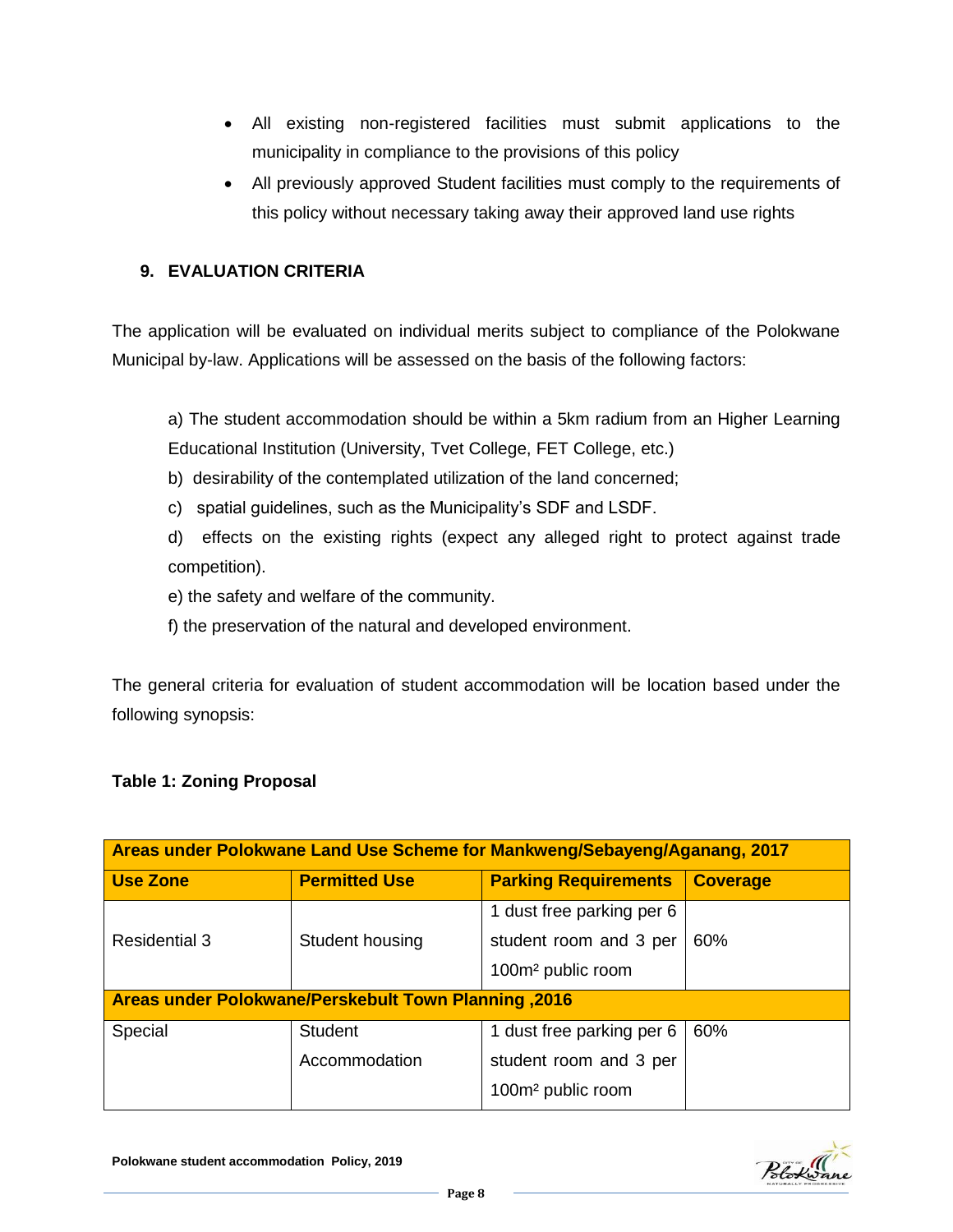- All existing non-registered facilities must submit applications to the municipality in compliance to the provisions of this policy
- All previously approved Student facilities must comply to the requirements of this policy without necessary taking away their approved land use rights

## 9. EVALUATION CRITERIA

The application will be evaluated on individual merits subject to compliance of the Polokwane Municipal by-law. Applications will be assessed on the basis of the following factors:

a) The student accommodation should be within a 5km radius from an Higher Learning Educational Institution (University, Tvet College, FET College, etc.)

b) desirability of the contemplated utilization of the land concerned;

c) spatial guidelines, such as the Municipality's SDF and LSDF.

d) effects on the existing rights (expect any alleged right to protect against trade competition).

e) the safety and welfare of the community.

f) the preservation of the natural and developed environment.

The general criteria for evaluation of student accommodation will be location based under the following synopsis:

**Table 1: Zoning Proposal**

| **Areas under Polokwane Land Use Scheme for Mankweng/Sebayeng/Aganang, 2017** | | | |
|---|---|---|---|
| **Use Zone** | **Permitted Use** | **Parking Requirements** | **Coverage** |
| Residential 3 | Student housing | 1 dust free parking per 6 student room and 3 per 100m² public room | 60% |
| **Areas under Polokwane/Perskebult Town Planning ,2016** | | | |
| Special | Student Accommodation | 1 dust free parking per 6 student room and 3 per 100m² public room | 60% |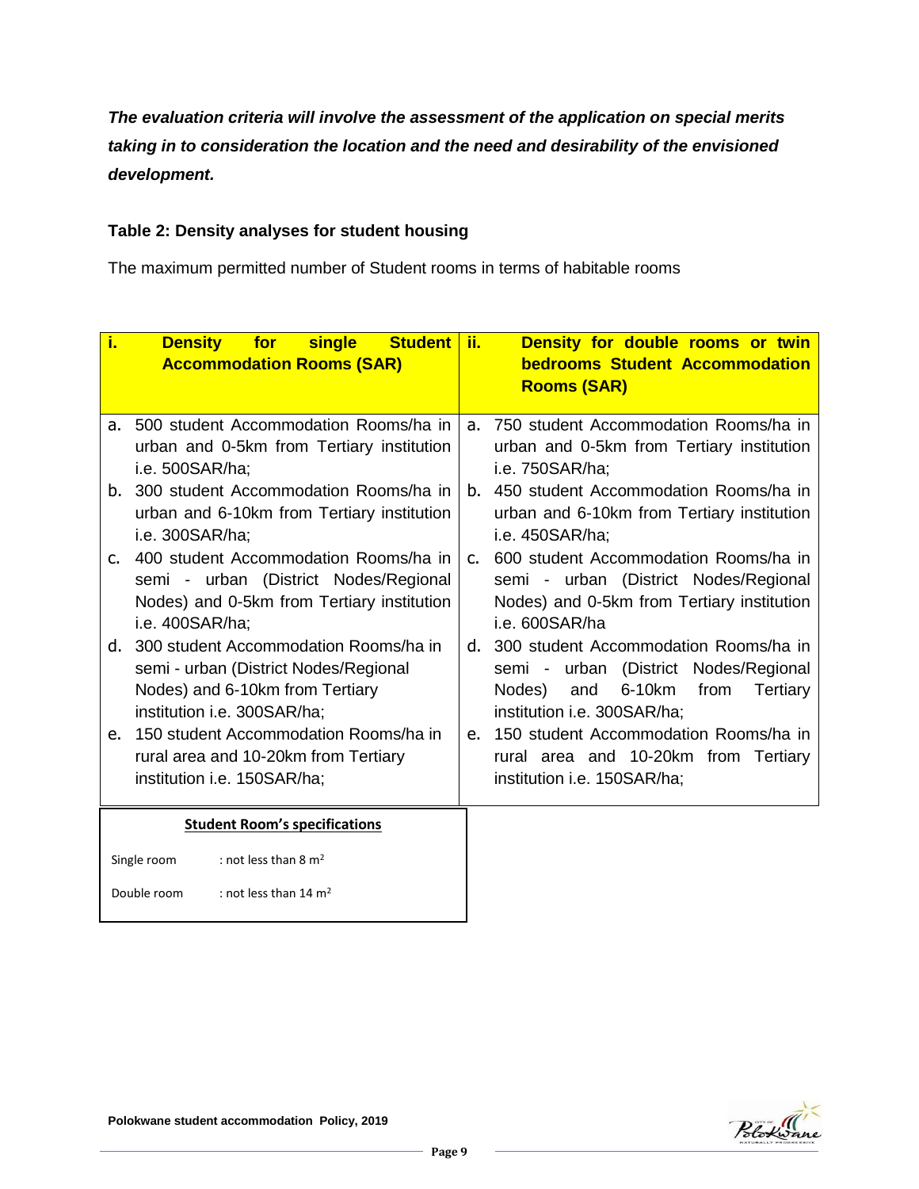***The evaluation criteria will involve the assessment of the application on special merits taking in to consideration the location and the need and desirability of the envisioned development.***

**Table 2: Density analyses for student housing**

The maximum permitted number of Student rooms in terms of habitable rooms

| i. Density for single Student Accommodation Rooms (SAR) | ii. Density for double rooms or twin bedrooms Student Accommodation Rooms (SAR) |
|---|---|
| a. 500 student Accommodation Rooms/ha in urban and 0-5km from Tertiary institution i.e. 500SAR/ha; | a. 750 student Accommodation Rooms/ha in urban and 0-5km from Tertiary institution i.e. 750SAR/ha; |
| b. 300 student Accommodation Rooms/ha in urban and 6-10km from Tertiary institution i.e. 300SAR/ha; | b. 450 student Accommodation Rooms/ha in urban and 6-10km from Tertiary institution i.e. 450SAR/ha; |
| c. 400 student Accommodation Rooms/ha in semi - urban (District Nodes/Regional Nodes) and 0-5km from Tertiary institution i.e. 400SAR/ha; | c. 600 student Accommodation Rooms/ha in semi - urban (District Nodes/Regional Nodes) and 0-5km from Tertiary institution i.e. 600SAR/ha |
| d. 300 student Accommodation Rooms/ha in semi - urban (District Nodes/Regional Nodes) and 6-10km from Tertiary institution i.e. 300SAR/ha; | d. 300 student Accommodation Rooms/ha in semi - urban (District Nodes/Regional Nodes) and 6-10km from Tertiary institution i.e. 300SAR/ha; |
| e. 150 student Accommodation Rooms/ha in rural area and 10-20km from Tertiary institution i.e. 150SAR/ha; | e. 150 student Accommodation Rooms/ha in rural area and 10-20km from Tertiary institution i.e. 150SAR/ha; |

| Student Room's specifications | |
|---|---|
| Single room | : not less than 8 m$^2$ |
| Double room | : not less than 14 m$^2$ |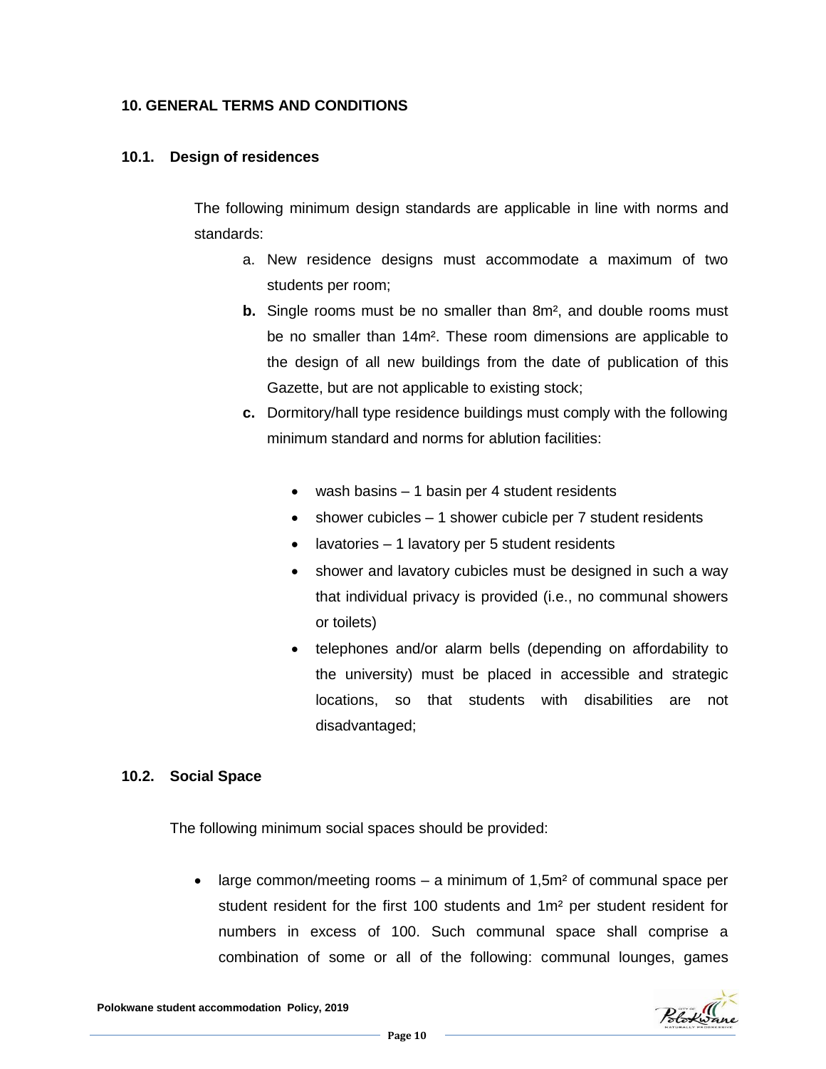## 10. GENERAL TERMS AND CONDITIONS

### 10.1. Design of residences

The following minimum design standards are applicable in line with norms and standards:

a. New residence designs must accommodate a maximum of two students per room;

**b.** Single rooms must be no smaller than 8m², and double rooms must be no smaller than 14m². These room dimensions are applicable to the design of all new buildings from the date of publication of this Gazette, but are not applicable to existing stock;

**c.** Dormitory/hall type residence buildings must comply with the following minimum standard and norms for ablution facilities:

- wash basins – 1 basin per 4 student residents
- shower cubicles – 1 shower cubicle per 7 student residents
- lavatories – 1 lavatory per 5 student residents
- shower and lavatory cubicles must be designed in such a way that individual privacy is provided (i.e., no communal showers or toilets)
- telephones and/or alarm bells (depending on affordability to the university) must be placed in accessible and strategic locations, so that students with disabilities are not disadvantaged;

### 10.2. Social Space

The following minimum social spaces should be provided:

- large common/meeting rooms – a minimum of 1,5m² of communal space per student resident for the first 100 students and 1m² per student resident for numbers in excess of 100. Such communal space shall comprise a combination of some or all of the following: communal lounges, games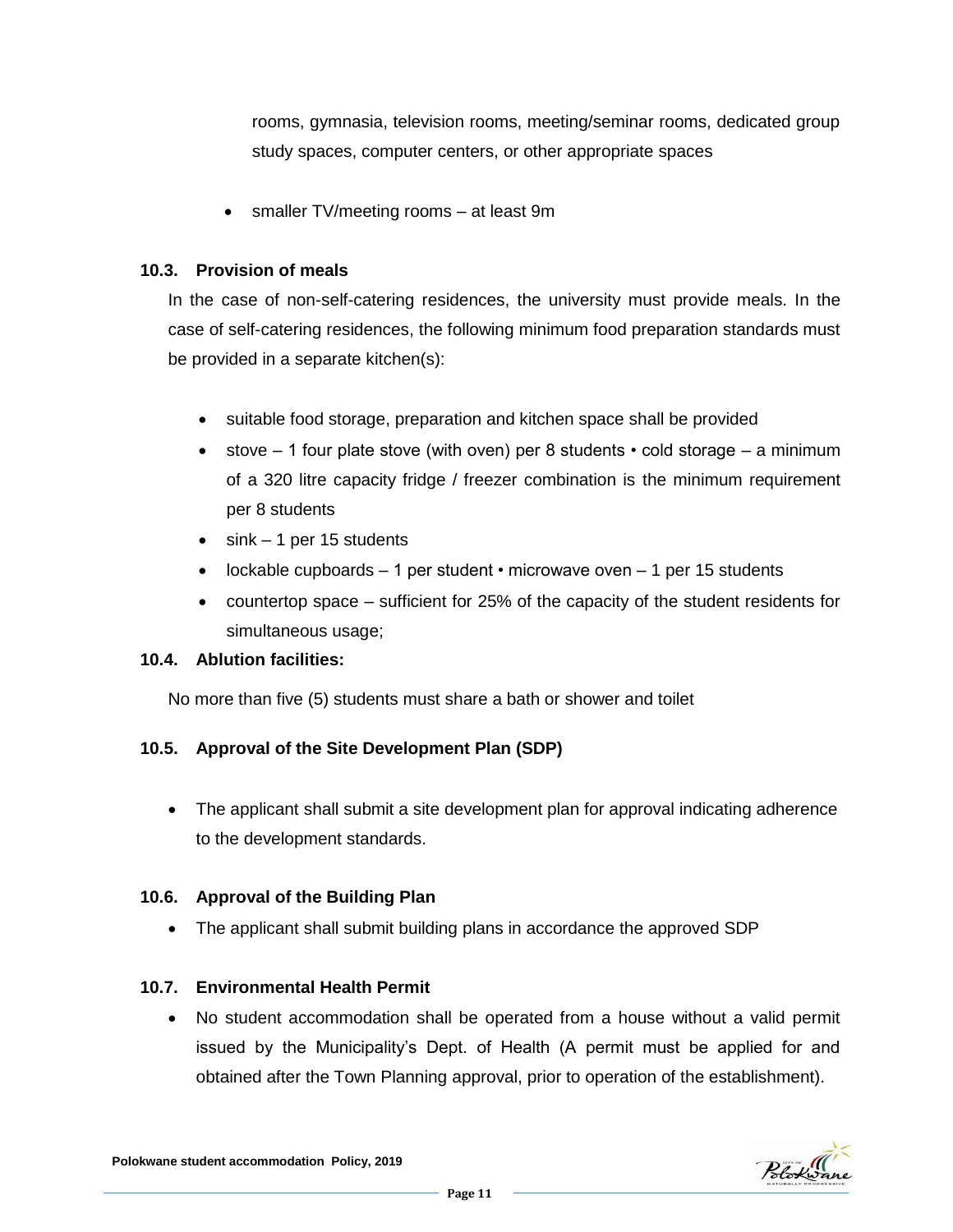rooms, gymnasia, television rooms, meeting/seminar rooms, dedicated group study spaces, computer centers, or other appropriate spaces

- smaller TV/meeting rooms – at least 9m

### 10.3. Provision of meals

In the case of non-self-catering residences, the university must provide meals. In the case of self-catering residences, the following minimum food preparation standards must be provided in a separate kitchen(s):

- suitable food storage, preparation and kitchen space shall be provided
- stove – 1 four plate stove (with oven) per 8 students • cold storage – a minimum of a 320 litre capacity fridge / freezer combination is the minimum requirement per 8 students
- sink – 1 per 15 students
- lockable cupboards – 1 per student • microwave oven – 1 per 15 students
- countertop space – sufficient for 25% of the capacity of the student residents for simultaneous usage;

### 10.4. Ablution facilities:

No more than five (5) students must share a bath or shower and toilet

### 10.5. Approval of the Site Development Plan (SDP)

- The applicant shall submit a site development plan for approval indicating adherence to the development standards.

### 10.6. Approval of the Building Plan

- The applicant shall submit building plans in accordance the approved SDP

### 10.7. Environmental Health Permit

- No student accommodation shall be operated from a house without a valid permit issued by the Municipality's Dept. of Health (A permit must be applied for and obtained after the Town Planning approval, prior to operation of the establishment).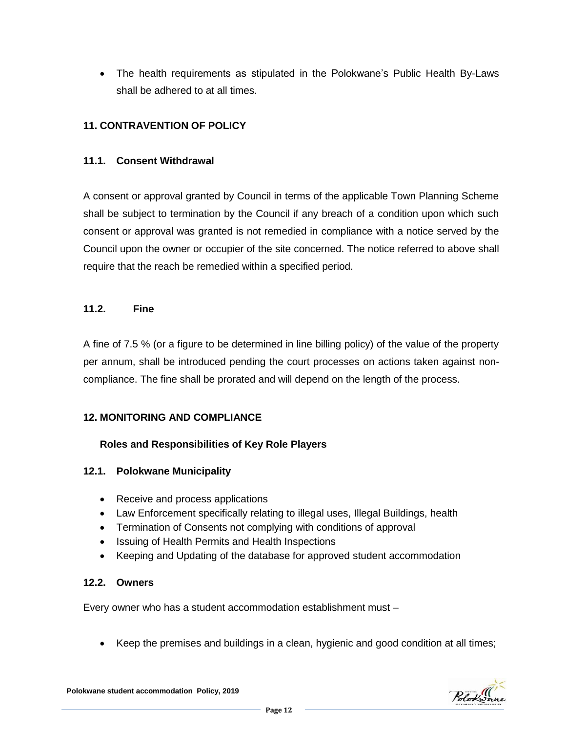- The health requirements as stipulated in the Polokwane's Public Health By-Laws shall be adhered to at all times.

## 11. CONTRAVENTION OF POLICY

### 11.1. Consent Withdrawal

A consent or approval granted by Council in terms of the applicable Town Planning Scheme shall be subject to termination by the Council if any breach of a condition upon which such consent or approval was granted is not remedied in compliance with a notice served by the Council upon the owner or occupier of the site concerned. The notice referred to above shall require that the reach be remedied within a specified period.

### 11.2. Fine

A fine of 7.5 % (or a figure to be determined in line billing policy) of the value of the property per annum, shall be introduced pending the court processes on actions taken against non-compliance. The fine shall be prorated and will depend on the length of the process.

## 12. MONITORING AND COMPLIANCE

**Roles and Responsibilities of Key Role Players**

### 12.1. Polokwane Municipality

- Receive and process applications
- Law Enforcement specifically relating to illegal uses, Illegal Buildings, health
- Termination of Consents not complying with conditions of approval
- Issuing of Health Permits and Health Inspections
- Keeping and Updating of the database for approved student accommodation

### 12.2. Owners

Every owner who has a student accommodation establishment must –

- Keep the premises and buildings in a clean, hygienic and good condition at all times;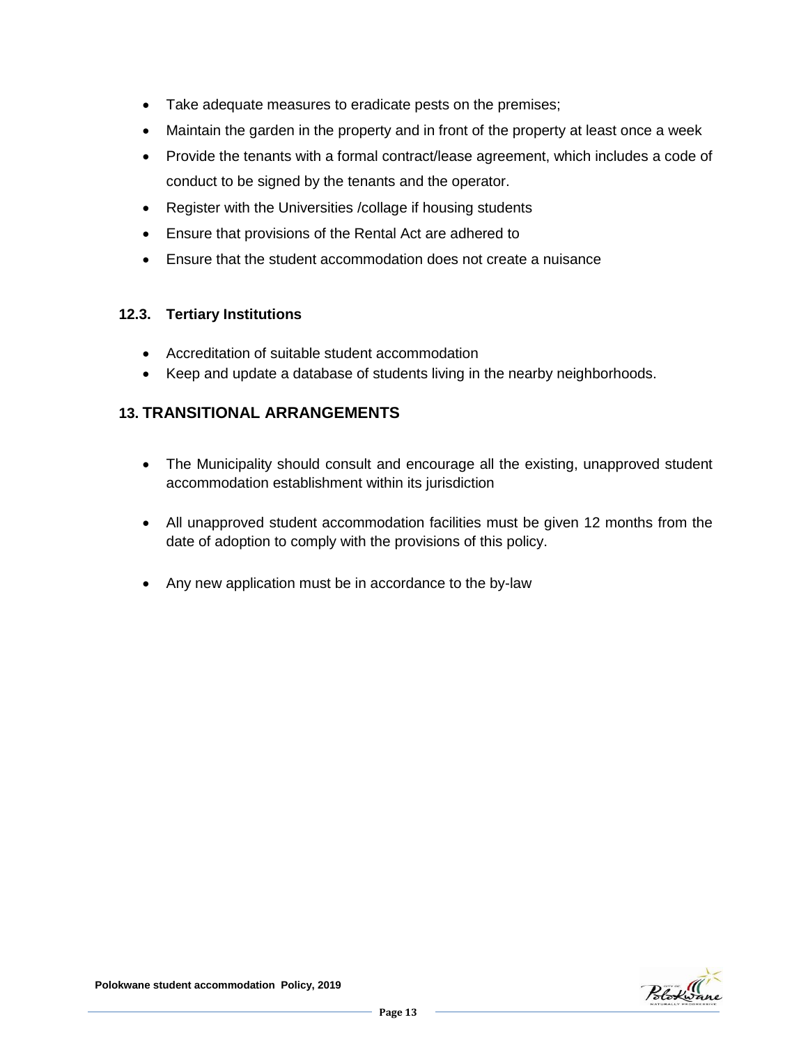- Take adequate measures to eradicate pests on the premises;
- Maintain the garden in the property and in front of the property at least once a week
- Provide the tenants with a formal contract/lease agreement, which includes a code of conduct to be signed by the tenants and the operator.
- Register with the Universities /collage if housing students
- Ensure that provisions of the Rental Act are adhered to
- Ensure that the student accommodation does not create a nuisance

### 12.3. Tertiary Institutions

- Accreditation of suitable student accommodation
- Keep and update a database of students living in the nearby neighborhoods.

## 13. TRANSITIONAL ARRANGEMENTS

- The Municipality should consult and encourage all the existing, unapproved student accommodation establishment within its jurisdiction
- All unapproved student accommodation facilities must be given 12 months from the date of adoption to comply with the provisions of this policy.
- Any new application must be in accordance to the by-law